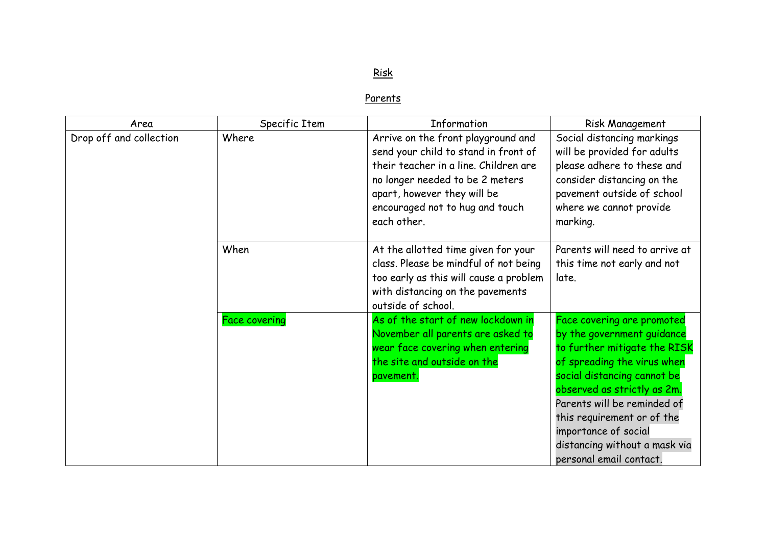## Risk

## Parents

| Area | Specific Item | Information | Risk Management |
|---|---|---|---|
| Drop off and collection | Where | Arrive on the front playground and send your child to stand in front of their teacher in a line. Children are no longer needed to be 2 meters apart, however they will be encouraged not to hug and touch each other. | Social distancing markings will be provided for adults please adhere to these and consider distancing on the pavement outside of school where we cannot provide marking. |
| | When | At the allotted time given for your class. Please be mindful of not being too early as this will cause a problem with distancing on the pavements outside of school. | Parents will need to arrive at this time not early and not late. |
| | Face covering | As of the start of new lockdown in November all parents are asked to wear face covering when entering the site and outside on the pavement. | Face covering are promoted by the government guidance to further mitigate the RISK of spreading the virus when social distancing cannot be observed as strictly as 2m. Parents will be reminded of this requirement or of the importance of social distancing without a mask via personal email contact. |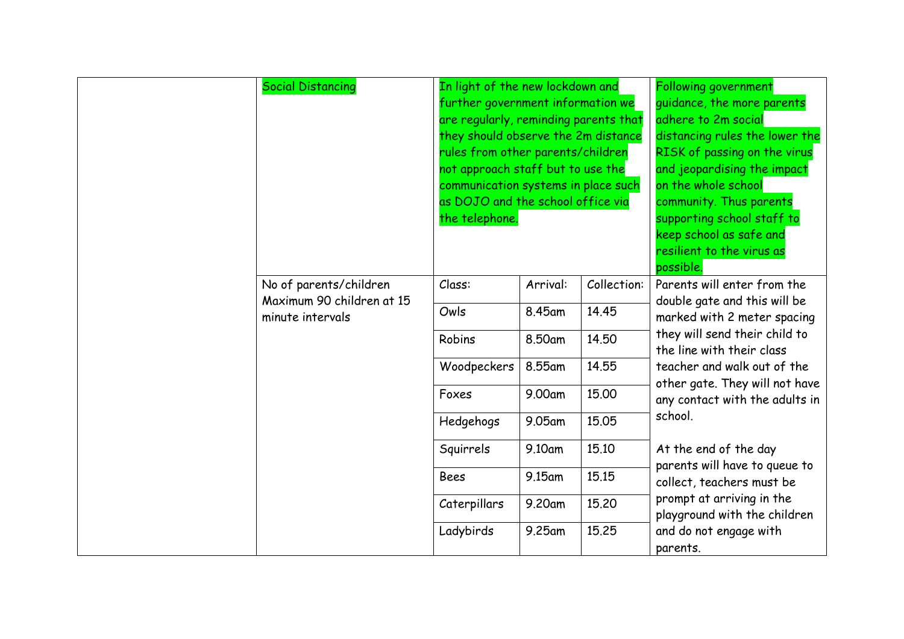| | | | | | |
|---|---|---|---|---|---|
| | Social Distancing | In light of the new lockdown and further government information we are regularly, reminding parents that they should observe the 2m distance rules from other parents/children not approach staff but to use the communication systems in place such as DOJO and the school office via the telephone. | | | Following government guidance, the more parents adhere to 2m social distancing rules the lower the RISK of passing on the virus and jeopardising the impact on the whole school community. Thus parents supporting school staff to keep school as safe and resilient to the virus as possible. |
| | No of parents/children Maximum 90 children at 15 minute intervals | Class: | Arrival: | Collection: | Parents will enter from the double gate and this will be marked with 2 meter spacing they will send their child to the line with their class teacher and walk out of the other gate. They will not have any contact with the adults in school.<br><br>At the end of the day parents will have to queue to collect, teachers must be prompt at arriving in the playground with the children and do not engage with parents. |
| | | Owls | 8.45am | 14.45 | |
| | | Robins | 8.50am | 14.50 | |
| | | Woodpeckers | 8.55am | 14.55 | |
| | | Foxes | 9.00am | 15.00 | |
| | | Hedgehogs | 9.05am | 15.05 | |
| | | Squirrels | 9.10am | 15.10 | |
| | | Bees | 9.15am | 15.15 | |
| | | Caterpillars | 9.20am | 15.20 | |
| | | Ladybirds | 9.25am | 15.25 | |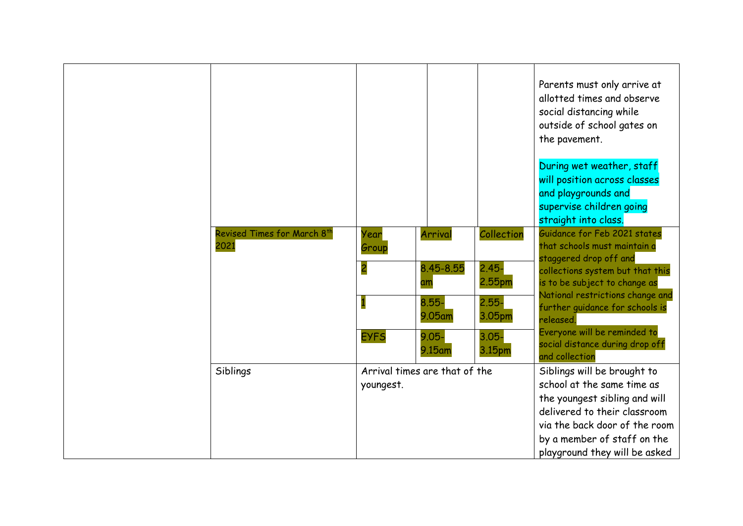| | | | | | |
|---|---|---|---|---|---|
| | | | | | Parents must only arrive at allotted times and observe social distancing while outside of school gates on the pavement.<br><br>During wet weather, staff will position across classes and playgrounds and supervise children going straight into class. |
| | Revised Times for March 8th 2021 | Year Group | Arrival | Collection | Guidance for Feb 2021 states that schools must maintain a staggered drop off and collections system but that this is to be subject to change as National restrictions change and further guidance for schools is released.<br>Everyone will be reminded to social distance during drop off and collection |
| | | 2 | 8.45-8.55 am | 2.45-2.55pm | |
| | | 1 | 8.55-9.05am | 2.55-3.05pm | |
| | | EYFS | 9.05-9.15am | 3.05-3.15pm | |
| | Siblings | Arrival times are that of the youngest. | | | Siblings will be brought to school at the same time as the youngest sibling and will delivered to their classroom via the back door of the room by a member of staff on the playground they will be asked |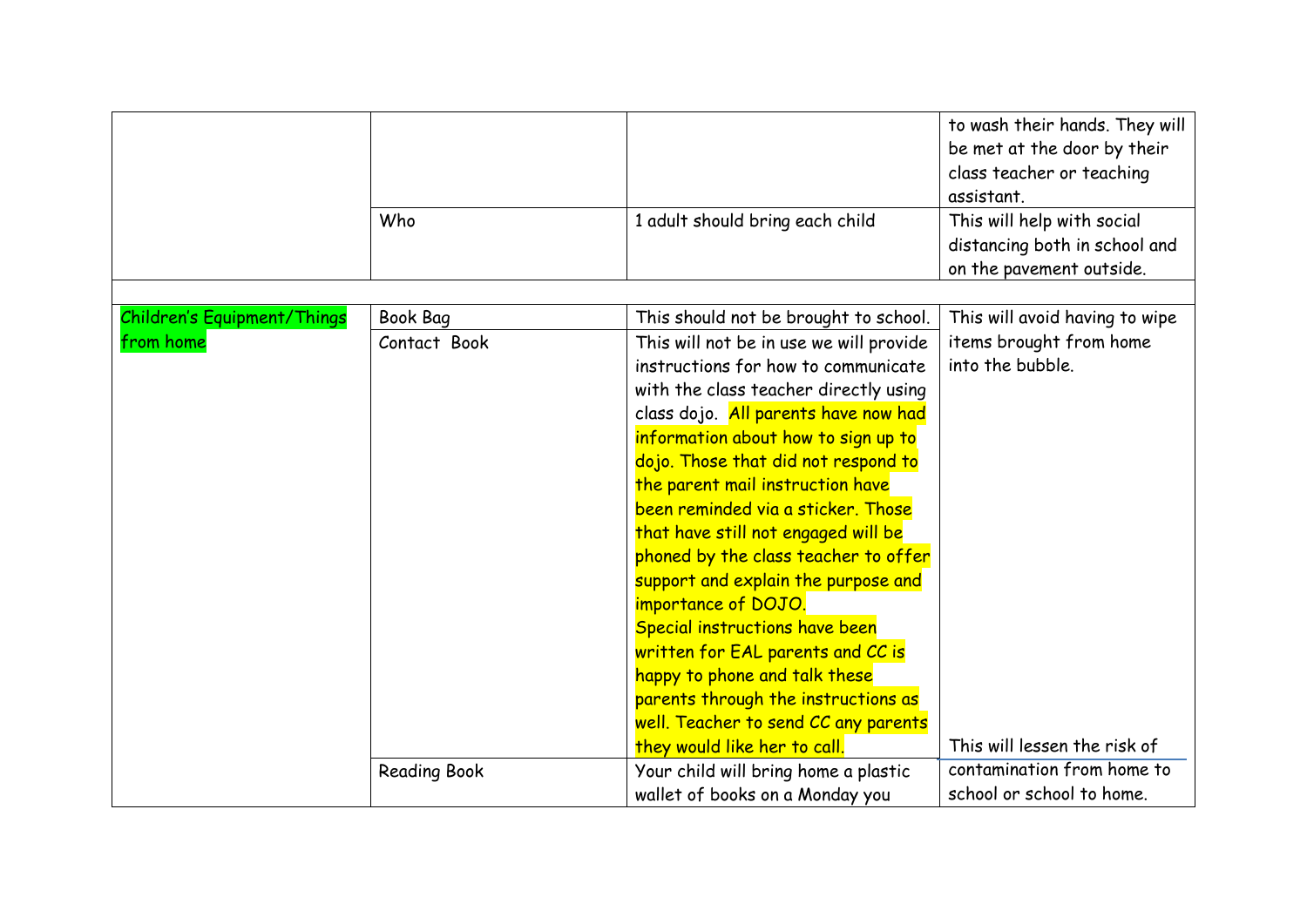| | | | |
|---|---|---|---|
| | | | to wash their hands. They will be met at the door by their class teacher or teaching assistant. |
| | Who | 1 adult should bring each child | This will help with social distancing both in school and on the pavement outside. |
| | | | |
| Children's Equipment/Things from home | Book Bag | This should not be brought to school. | This will avoid having to wipe items brought from home into the bubble. |
| | Contact Book | This will not be in use we will provide instructions for how to communicate with the class teacher directly using class dojo. All parents have now had information about how to sign up to dojo. Those that did not respond to the parent mail instruction have been reminded via a sticker. Those that have still not engaged will be phoned by the class teacher to offer support and explain the purpose and importance of DOJO. Special instructions have been written for EAL parents and CC is happy to phone and talk these parents through the instructions as well. Teacher to send CC any parents they would like her to call. | |
| | Reading Book | Your child will bring home a plastic wallet of books on a Monday you | This will lessen the risk of contamination from home to school or school to home. |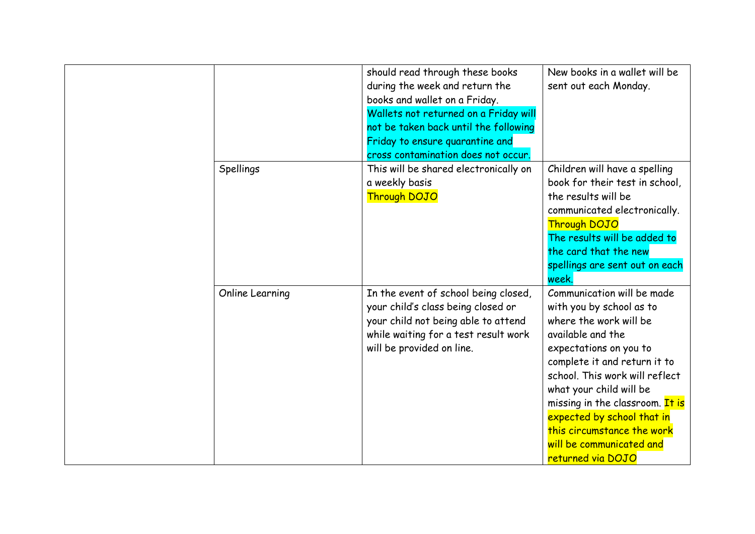| | | | |
|---|---|---|---|
| | | should read through these books during the week and return the books and wallet on a Friday. Wallets not returned on a Friday will not be taken back until the following Friday to ensure quarantine and cross contamination does not occur. | New books in a wallet will be sent out each Monday. |
| | Spellings | This will be shared electronically on a weekly basis Through DOJO | Children will have a spelling book for their test in school, the results will be communicated electronically. Through DOJO The results will be added to the card that the new spellings are sent out on each week. |
| | Online Learning | In the event of school being closed, your child's class being closed or your child not being able to attend while waiting for a test result work will be provided on line. | Communication will be made with you by school as to where the work will be available and the expectations on you to complete it and return it to school. This work will reflect what your child will be missing in the classroom. It is expected by school that in this circumstance the work will be communicated and returned via DOJO |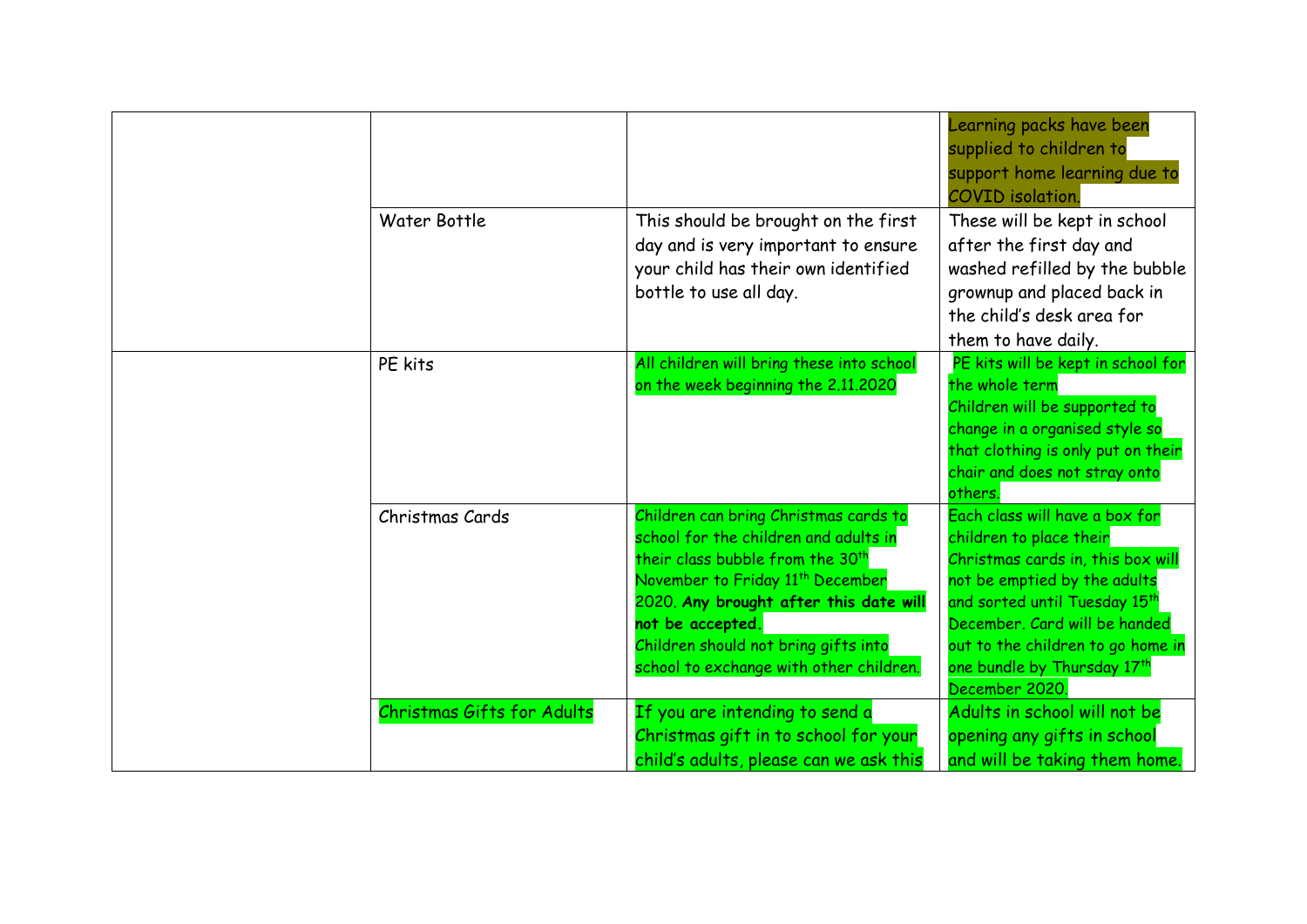| | | | |
|---|---|---|---|
| | | | Learning packs have been supplied to children to support home learning due to COVID isolation. |
| | Water Bottle | This should be brought on the first day and is very important to ensure your child has their own identified bottle to use all day. | These will be kept in school after the first day and washed refilled by the bubble grownup and placed back in the child's desk area for them to have daily. |
| | PE kits | All children will bring these into school on the week beginning the 2.11.2020 | PE kits will be kept in school for the whole term<br>Children will be supported to change in a organised style so that clothing is only put on their chair and does not stray onto others. |
| | Christmas Cards | Children can bring Christmas cards to school for the children and adults in their class bubble from the 30th November to Friday 11th December 2020. **Any brought after this date will not be accepted.**<br>Children should not bring gifts into school to exchange with other children. | Each class will have a box for children to place their Christmas cards in, this box will not be emptied by the adults and sorted until Tuesday 15th December. Card will be handed out to the children to go home in one bundle by Thursday 17th December 2020. |
| | Christmas Gifts for Adults | If you are intending to send a Christmas gift in to school for your child's adults, please can we ask this | Adults in school will not be opening any gifts in school and will be taking them home. |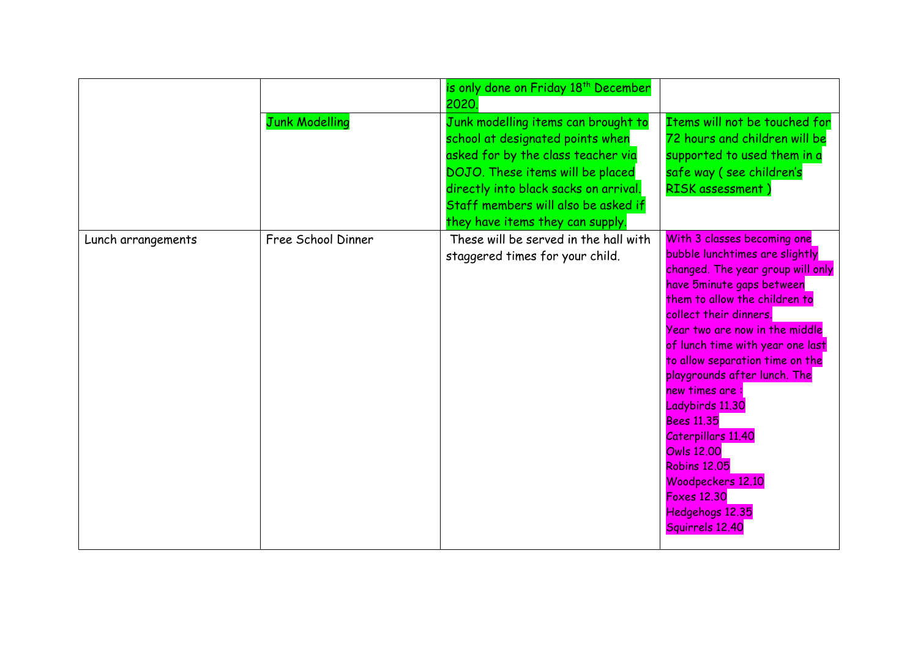|  |  |  |  |
|---|---|---|---|
|  |  | is only done on Friday 18th December 2020. |  |
|  | Junk Modelling | Junk modelling items can brought to school at designated points when asked for by the class teacher via DOJO. These items will be placed directly into black sacks on arrival. Staff members will also be asked if they have items they can supply. | Items will not be touched for 72 hours and children will be supported to used them in a safe way ( see children's RISK assessment ) |
| Lunch arrangements | Free School Dinner | These will be served in the hall with staggered times for your child. | With 3 classes becoming one bubble lunchtimes are slightly changed. The year group will only have 5minute gaps between them to allow the children to collect their dinners.<br>Year two are now in the middle of lunch time with year one last to allow separation time on the playgrounds after lunch. The new times are :<br>Ladybirds 11.30<br>Bees 11.35<br>Caterpillars 11.40<br>Owls 12.00<br>Robins 12.05<br>Woodpeckers 12.10<br>Foxes 12.30<br>Hedgehogs 12.35<br>Squirrels 12.40 |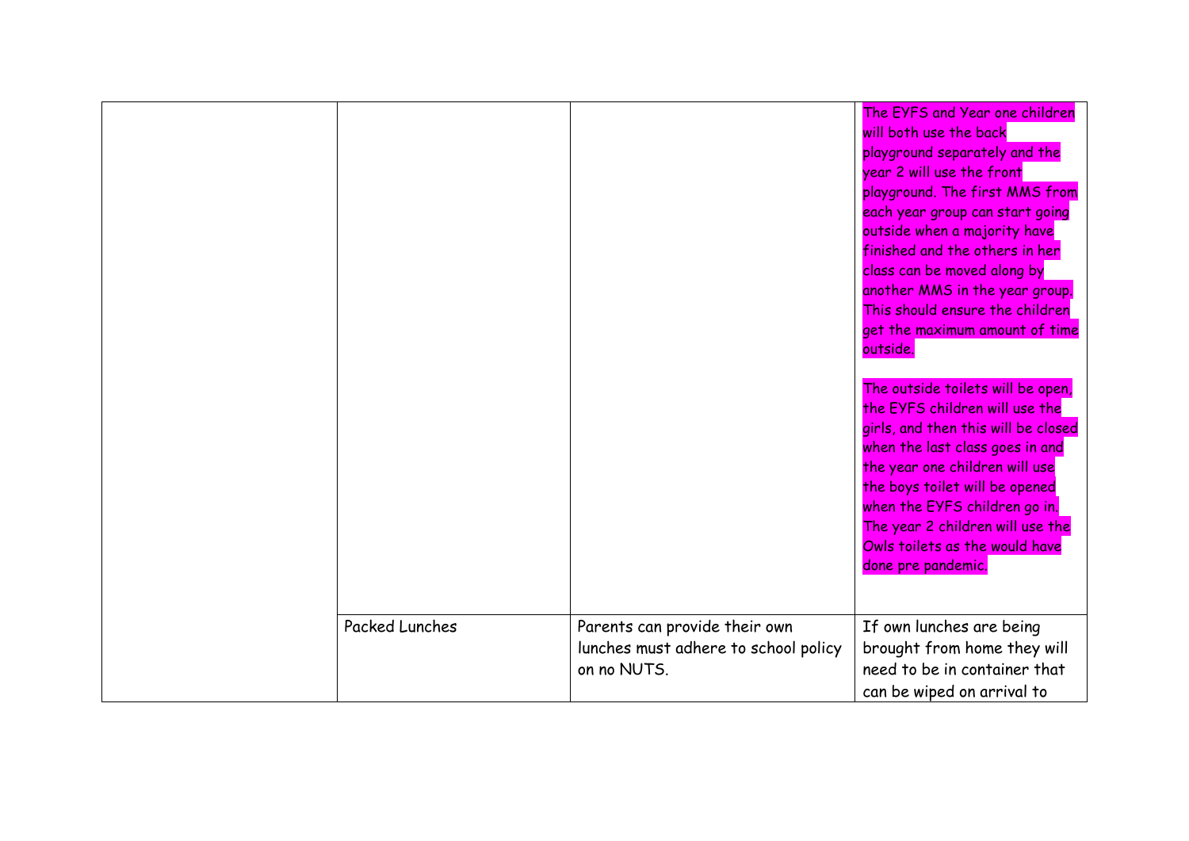| | | | |
|---|---|---|---|
| | | | The EYFS and Year one children will both use the back playground separately and the year 2 will use the front playground. The first MMS from each year group can start going outside when a majority have finished and the others in her class can be moved along by another MMS in the year group. This should ensure the children get the maximum amount of time outside.<br><br>The outside toilets will be open, the EYFS children will use the girls, and then this will be closed when the last class goes in and the year one children will use the boys toilet will be opened when the EYFS children go in. The year 2 children will use the Owls toilets as the would have done pre pandemic. |
| | Packed Lunches | Parents can provide their own lunches must adhere to school policy on no NUTS. | If own lunches are being brought from home they will need to be in container that can be wiped on arrival to |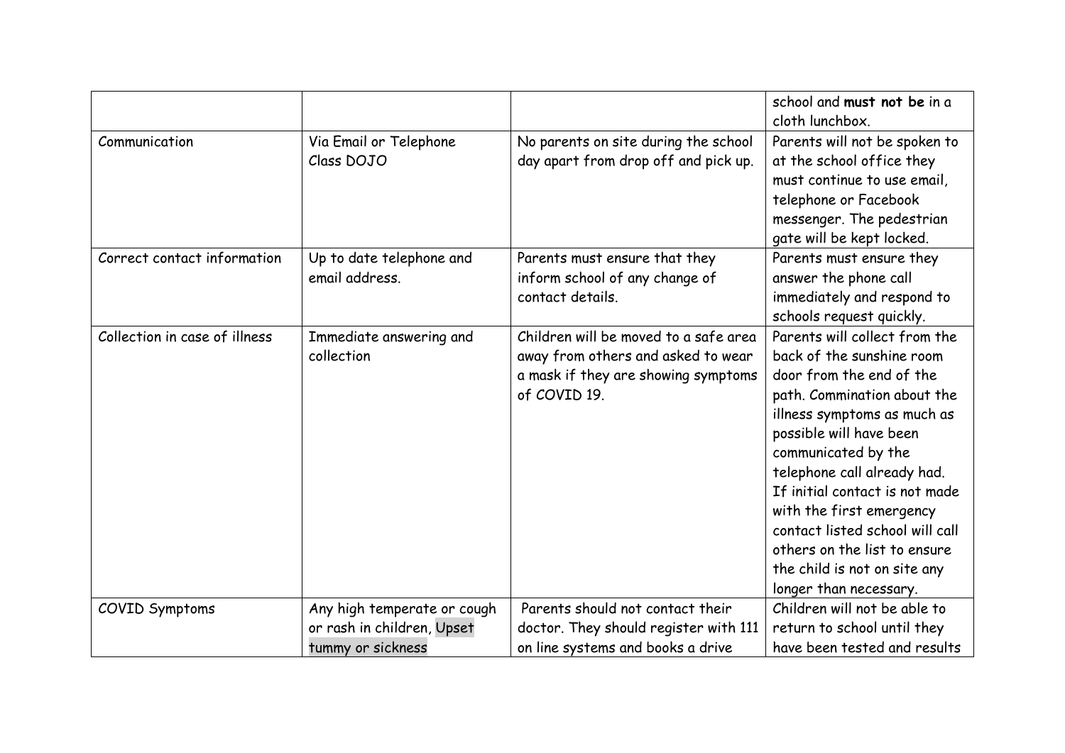| | | | |
|---|---|---|---|
| | | | school and **must not be** in a cloth lunchbox. |
| Communication | Via Email or Telephone Class DOJO | No parents on site during the school day apart from drop off and pick up. | Parents will not be spoken to at the school office they must continue to use email, telephone or Facebook messenger. The pedestrian gate will be kept locked. |
| Correct contact information | Up to date telephone and email address. | Parents must ensure that they inform school of any change of contact details. | Parents must ensure they answer the phone call immediately and respond to schools request quickly. |
| Collection in case of illness | Immediate answering and collection | Children will be moved to a safe area away from others and asked to wear a mask if they are showing symptoms of COVID 19. | Parents will collect from the back of the sunshine room door from the end of the path. Commination about the illness symptoms as much as possible will have been communicated by the telephone call already had. If initial contact is not made with the first emergency contact listed school will call others on the list to ensure the child is not on site any longer than necessary. |
| COVID Symptoms | Any high temperate or cough or rash in children, Upset tummy or sickness | Parents should not contact their doctor. They should register with 111 on line systems and books a drive | Children will not be able to return to school until they have been tested and results |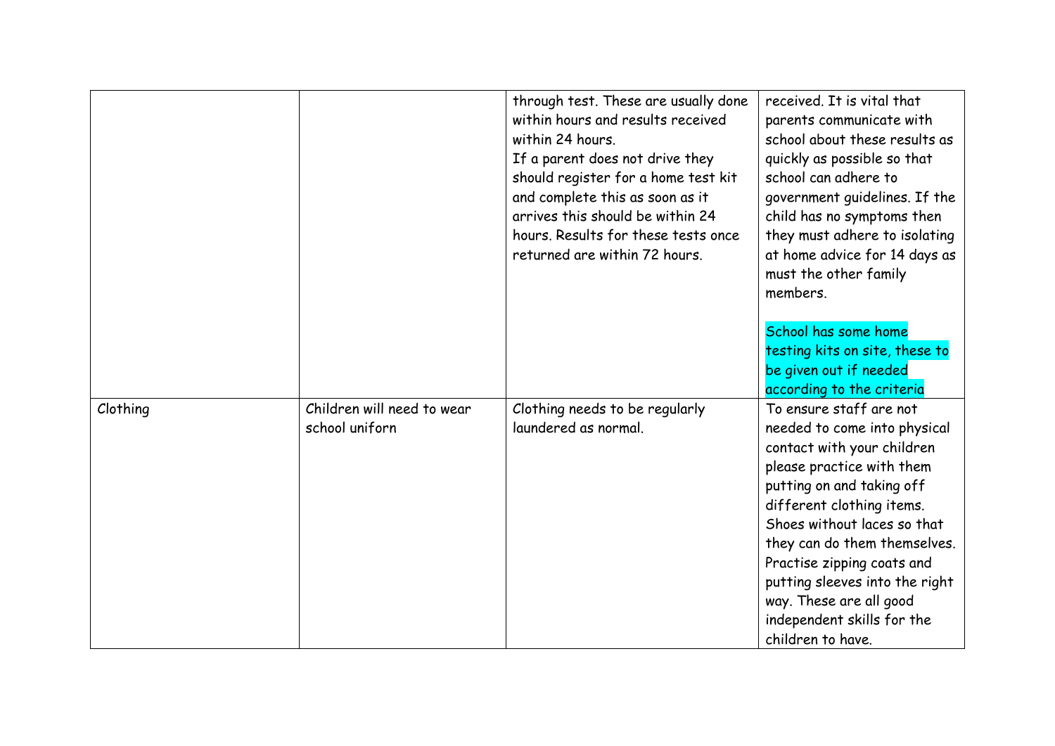| | | | |
|---|---|---|---|
| | | through test. These are usually done within hours and results received within 24 hours.<br>If a parent does not drive they should register for a home test kit and complete this as soon as it arrives this should be within 24 hours. Results for these tests once returned are within 72 hours. | received. It is vital that parents communicate with school about these results as quickly as possible so that school can adhere to government guidelines. If the child has no symptoms then they must adhere to isolating at home advice for 14 days as must the other family members.<br><br>School has some home testing kits on site, these to be given out if needed according to the criteria |
| Clothing | Children will need to wear school uniforn | Clothing needs to be regularly laundered as normal. | To ensure staff are not needed to come into physical contact with your children please practice with them putting on and taking off different clothing items. Shoes without laces so that they can do them themselves. Practise zipping coats and putting sleeves into the right way. These are all good independent skills for the children to have. |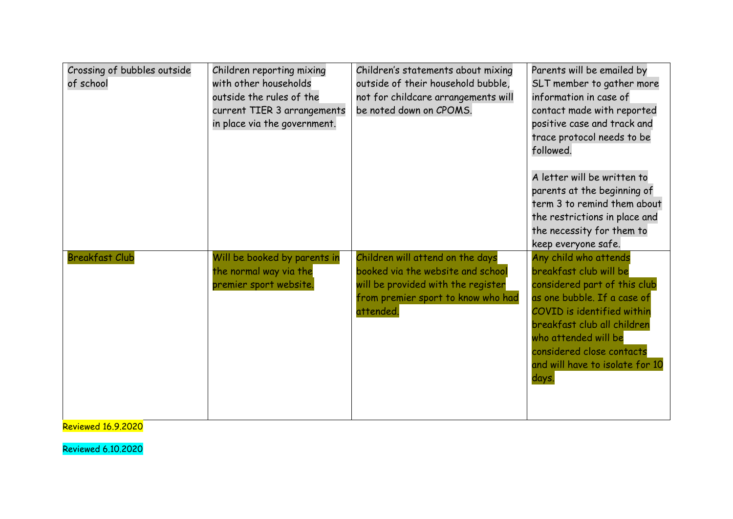| Crossing of bubbles outside of school | Children reporting mixing with other households outside the rules of the current TIER 3 arrangements in place via the government. | Children's statements about mixing outside of their household bubble, not for childcare arrangements will be noted down on CPOMS. | Parents will be emailed by SLT member to gather more information in case of contact made with reported positive case and track and trace protocol needs to be followed.<br><br>A letter will be written to parents at the beginning of term 3 to remind them about the restrictions in place and the necessity for them to keep everyone safe. |
|---|---|---|---|
| Breakfast Club | Will be booked by parents in the normal way via the premier sport website. | Children will attend on the days booked via the website and school will be provided with the register from premier sport to know who had attended. | Any child who attends breakfast club will be considered part of this club as one bubble. If a case of COVID is identified within breakfast club all children who attended will be considered close contacts and will have to isolate for 10 days. |

Reviewed 16.9.2020

Reviewed 6.10.2020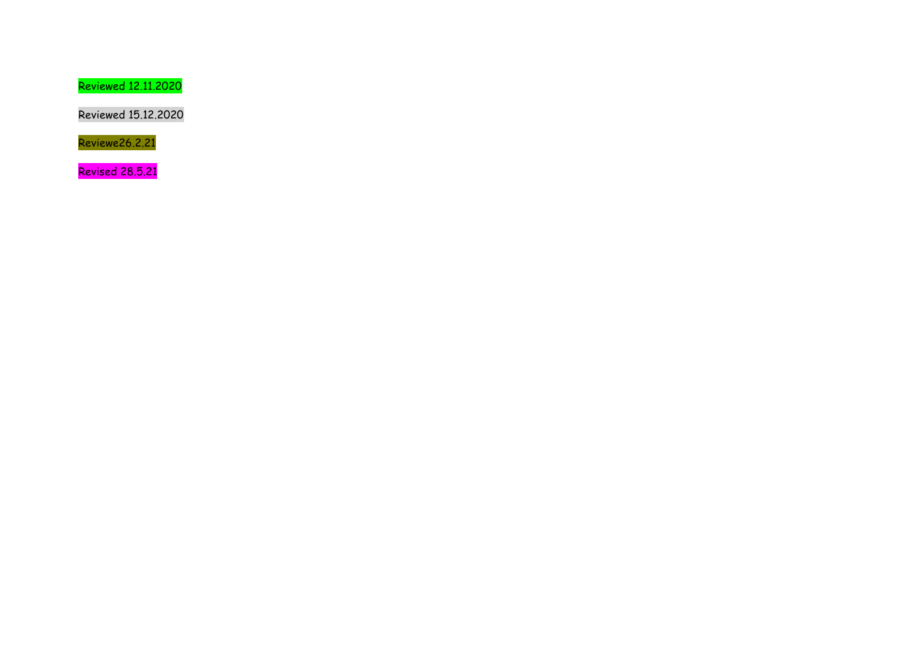Reviewed 12.11.2020

Reviewed 15.12.2020

Reviewe26.2.21

Revised 28.5.21